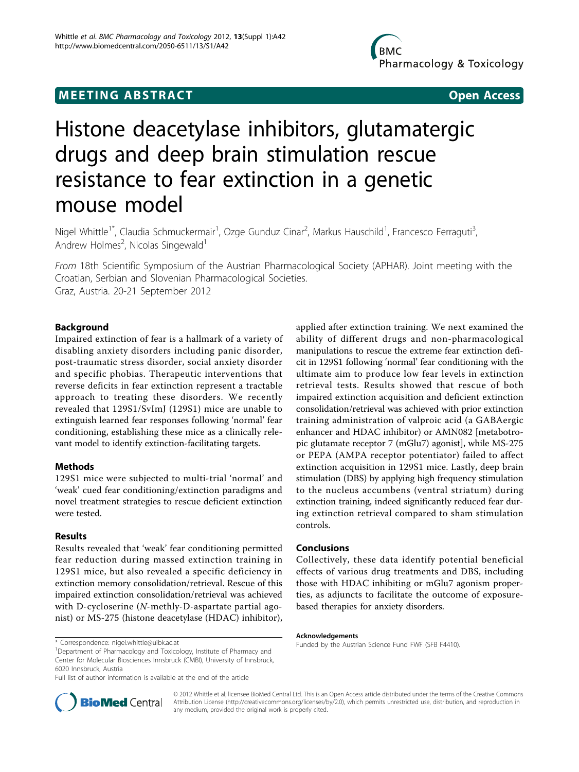**MEETING ABSTRACT** **Open Access**

# Histone deacetylase inhibitors, glutamatergic drugs and deep brain stimulation rescue resistance to fear extinction in a genetic mouse model

Nigel Whittle[1*], Claudia Schmuckermair[1], Ozge Gunduz Cinar[2], Markus Hauschild[1], Francesco Ferraguti[3], Andrew Holmes[2], Nicolas Singewald[1]

*From* 18th Scientific Symposium of the Austrian Pharmacological Society (APHAR). Joint meeting with the Croatian, Serbian and Slovenian Pharmacological Societies.
Graz, Austria. 20-21 September 2012

## Background

Impaired extinction of fear is a hallmark of a variety of disabling anxiety disorders including panic disorder, post-traumatic stress disorder, social anxiety disorder and specific phobias. Therapeutic interventions that reverse deficits in fear extinction represent a tractable approach to treating these disorders. We recently revealed that 129S1/SvImJ (129S1) mice are unable to extinguish learned fear responses following 'normal' fear conditioning, establishing these mice as a clinically relevant model to identify extinction-facilitating targets.

## Methods

129S1 mice were subjected to multi-trial 'normal' and 'weak' cued fear conditioning/extinction paradigms and novel treatment strategies to rescue deficient extinction were tested.

## Results

Results revealed that 'weak' fear conditioning permitted fear reduction during massed extinction training in 129S1 mice, but also revealed a specific deficiency in extinction memory consolidation/retrieval. Rescue of this impaired extinction consolidation/retrieval was achieved with D-cycloserine (*N*-methly-D-aspartate partial agonist) or MS-275 (histone deacetylase (HDAC) inhibitor), applied after extinction training. We next examined the ability of different drugs and non-pharmacological manipulations to rescue the extreme fear extinction deficit in 129S1 following 'normal' fear conditioning with the ultimate aim to produce low fear levels in extinction retrieval tests. Results showed that rescue of both impaired extinction acquisition and deficient extinction consolidation/retrieval was achieved with prior extinction training administration of valproic acid (a GABAergic enhancer and HDAC inhibitor) or AMN082 [metabotropic glutamate receptor 7 (mGlu7) agonist], while MS-275 or PEPA (AMPA receptor potentiator) failed to affect extinction acquisition in 129S1 mice. Lastly, deep brain stimulation (DBS) by applying high frequency stimulation to the nucleus accumbens (ventral striatum) during extinction training, indeed significantly reduced fear during extinction retrieval compared to sham stimulation controls.

## Conclusions

Collectively, these data identify potential beneficial effects of various drug treatments and DBS, including those with HDAC inhibiting or mGlu7 agonism properties, as adjuncts to facilitate the outcome of exposure-based therapies for anxiety disorders.

### Acknowledgements

Funded by the Austrian Science Fund FWF (SFB F4410).

\* Correspondence: nigel.whittle@uibk.ac.at

[1]Department of Pharmacology and Toxicology, Institute of Pharmacy and Center for Molecular Biosciences Innsbruck (CMBI), University of Innsbruck, 6020 Innsbruck, Austria

Full list of author information is available at the end of the article

© 2012 Whittle et al; licensee BioMed Central Ltd. This is an Open Access article distributed under the terms of the Creative Commons Attribution License (http://creativecommons.org/licenses/by/2.0), which permits unrestricted use, distribution, and reproduction in any medium, provided the original work is properly cited.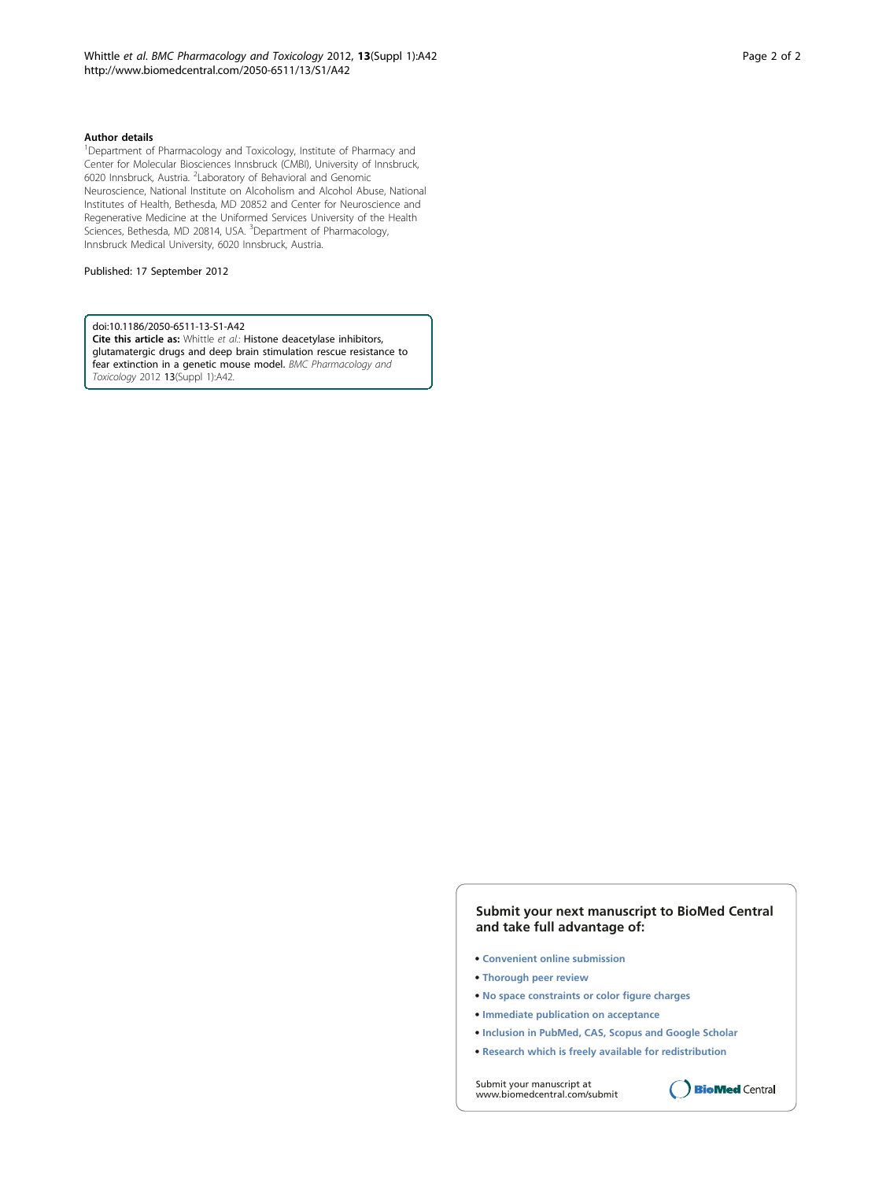#### Author details

[1]Department of Pharmacology and Toxicology, Institute of Pharmacy and Center for Molecular Biosciences Innsbruck (CMBI), University of Innsbruck, 6020 Innsbruck, Austria. [2]Laboratory of Behavioral and Genomic Neuroscience, National Institute on Alcoholism and Alcohol Abuse, National Institutes of Health, Bethesda, MD 20852 and Center for Neuroscience and Regenerative Medicine at the Uniformed Services University of the Health Sciences, Bethesda, MD 20814, USA. [3]Department of Pharmacology, Innsbruck Medical University, 6020 Innsbruck, Austria.

Published: 17 September 2012

doi:10.1186/2050-6511-13-S1-A42

**Cite this article as:** Whittle *et al.*: Histone deacetylase inhibitors, glutamatergic drugs and deep brain stimulation rescue resistance to fear extinction in a genetic mouse model. *BMC Pharmacology and Toxicology* 2012 **13**(Suppl 1):A42.

**Submit your next manuscript to BioMed Central and take full advantage of:**

- **Convenient online submission**
- **Thorough peer review**
- **No space constraints or color figure charges**
- **Immediate publication on acceptance**
- **Inclusion in PubMed, CAS, Scopus and Google Scholar**
- **Research which is freely available for redistribution**

Submit your manuscript at www.biomedcentral.com/submit

BioMed Central